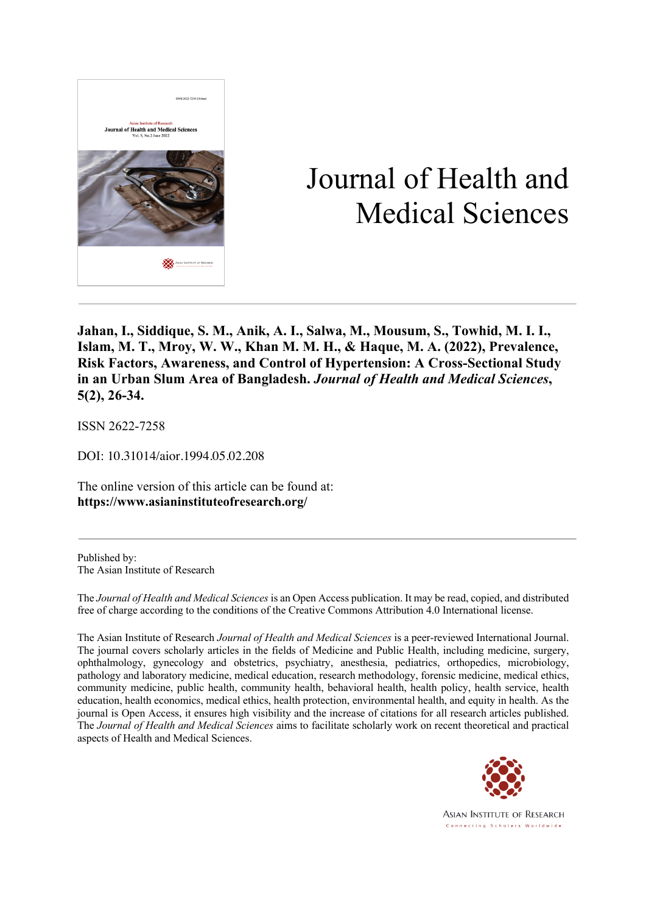# Journal of Health and Medical Sciences

**Jahan, I., Siddique, S. M., Anik, A. I., Salwa, M., Mousum, S., Towhid, M. I. I., Islam, M. T., Mroy, W. W., Khan M. M. H., & Haque, M. A. (2022), Prevalence, Risk Factors, Awareness, and Control of Hypertension: A Cross-Sectional Study in an Urban Slum Area of Bangladesh. *Journal of Health and Medical Sciences*, 5(2), 26-34.**

ISSN 2622-7258

DOI: 10.31014/aior.1994.05.02.208

The online version of this article can be found at:
**https://www.asianinstituteofresearch.org/**

---

Published by:
The Asian Institute of Research

The *Journal of Health and Medical Sciences* is an Open Access publication. It may be read, copied, and distributed free of charge according to the conditions of the Creative Commons Attribution 4.0 International license.

The Asian Institute of Research *Journal of Health and Medical Sciences* is a peer-reviewed International Journal. The journal covers scholarly articles in the fields of Medicine and Public Health, including medicine, surgery, ophthalmology, gynecology and obstetrics, psychiatry, anesthesia, pediatrics, orthopedics, microbiology, pathology and laboratory medicine, medical education, research methodology, forensic medicine, medical ethics, community medicine, public health, community health, behavioral health, health policy, health service, health education, health economics, medical ethics, health protection, environmental health, and equity in health. As the journal is Open Access, it ensures high visibility and the increase of citations for all research articles published. The *Journal of Health and Medical Sciences* aims to facilitate scholarly work on recent theoretical and practical aspects of Health and Medical Sciences.

ASIAN INSTITUTE OF RESEARCH
Connecting Scholars Worldwide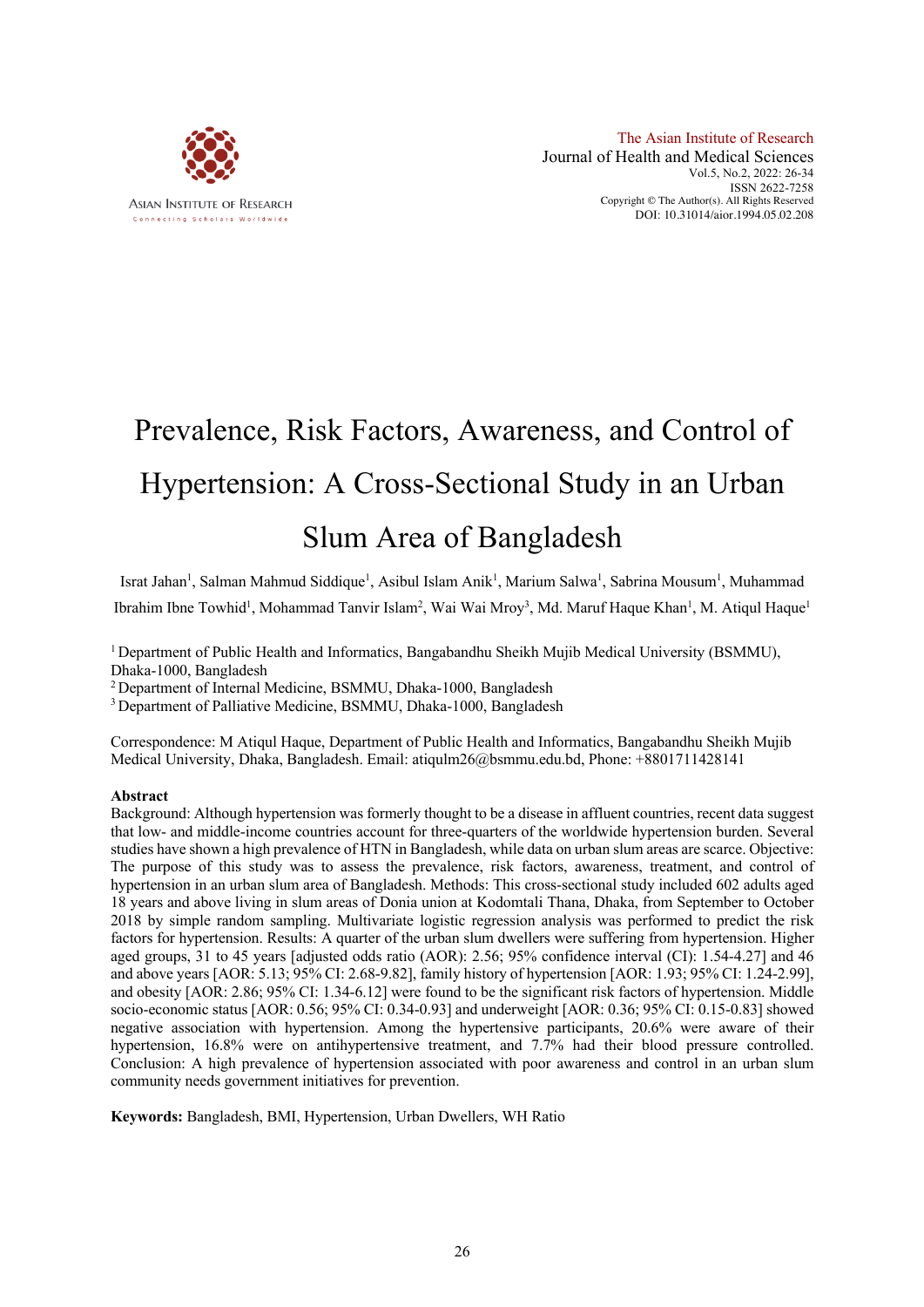# Prevalence, Risk Factors, Awareness, and Control of Hypertension: A Cross-Sectional Study in an Urban Slum Area of Bangladesh

Israt Jahan[1], Salman Mahmud Siddique[1], Asibul Islam Anik[1], Marium Salwa[1], Sabrina Mousum[1], Muhammad Ibrahim Ibne Towhid[1], Mohammad Tanvir Islam[2], Wai Wai Mroy[3], Md. Maruf Haque Khan[1], M. Atiqul Haque[1]

[1] Department of Public Health and Informatics, Bangabandhu Sheikh Mujib Medical University (BSMMU), Dhaka-1000, Bangladesh

[2] Department of Internal Medicine, BSMMU, Dhaka-1000, Bangladesh

[3] Department of Palliative Medicine, BSMMU, Dhaka-1000, Bangladesh

Correspondence: M Atiqul Haque, Department of Public Health and Informatics, Bangabandhu Sheikh Mujib Medical University, Dhaka, Bangladesh. Email: atiqulm26@bsmmu.edu.bd, Phone: +8801711428141

**Abstract**

Background: Although hypertension was formerly thought to be a disease in affluent countries, recent data suggest that low- and middle-income countries account for three-quarters of the worldwide hypertension burden. Several studies have shown a high prevalence of HTN in Bangladesh, while data on urban slum areas are scarce. Objective: The purpose of this study was to assess the prevalence, risk factors, awareness, treatment, and control of hypertension in an urban slum area of Bangladesh. Methods: This cross-sectional study included 602 adults aged 18 years and above living in slum areas of Donia union at Kodomtali Thana, Dhaka, from September to October 2018 by simple random sampling. Multivariate logistic regression analysis was performed to predict the risk factors for hypertension. Results: A quarter of the urban slum dwellers were suffering from hypertension. Higher aged groups, 31 to 45 years [adjusted odds ratio (AOR): 2.56; 95% confidence interval (CI): 1.54-4.27] and 46 and above years [AOR: 5.13; 95% CI: 2.68-9.82], family history of hypertension [AOR: 1.93; 95% CI: 1.24-2.99], and obesity [AOR: 2.86; 95% CI: 1.34-6.12] were found to be the significant risk factors of hypertension. Middle socio-economic status [AOR: 0.56; 95% CI: 0.34-0.93] and underweight [AOR: 0.36; 95% CI: 0.15-0.83] showed negative association with hypertension. Among the hypertensive participants, 20.6% were aware of their hypertension, 16.8% were on antihypertensive treatment, and 7.7% had their blood pressure controlled. Conclusion: A high prevalence of hypertension associated with poor awareness and control in an urban slum community needs government initiatives for prevention.

**Keywords:** Bangladesh, BMI, Hypertension, Urban Dwellers, WH Ratio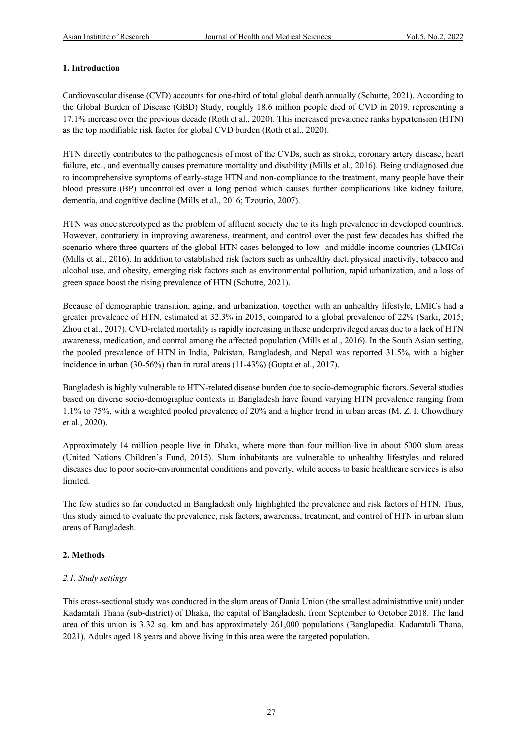## 1. Introduction

Cardiovascular disease (CVD) accounts for one-third of total global death annually (Schutte, 2021). According to the Global Burden of Disease (GBD) Study, roughly 18.6 million people died of CVD in 2019, representing a 17.1% increase over the previous decade (Roth et al., 2020). This increased prevalence ranks hypertension (HTN) as the top modifiable risk factor for global CVD burden (Roth et al., 2020).

HTN directly contributes to the pathogenesis of most of the CVDs, such as stroke, coronary artery disease, heart failure, etc., and eventually causes premature mortality and disability (Mills et al., 2016). Being undiagnosed due to incomprehensive symptoms of early-stage HTN and non-compliance to the treatment, many people have their blood pressure (BP) uncontrolled over a long period which causes further complications like kidney failure, dementia, and cognitive decline (Mills et al., 2016; Tzourio, 2007).

HTN was once stereotyped as the problem of affluent society due to its high prevalence in developed countries. However, contrariety in improving awareness, treatment, and control over the past few decades has shifted the scenario where three-quarters of the global HTN cases belonged to low- and middle-income countries (LMICs) (Mills et al., 2016). In addition to established risk factors such as unhealthy diet, physical inactivity, tobacco and alcohol use, and obesity, emerging risk factors such as environmental pollution, rapid urbanization, and a loss of green space boost the rising prevalence of HTN (Schutte, 2021).

Because of demographic transition, aging, and urbanization, together with an unhealthy lifestyle, LMICs had a greater prevalence of HTN, estimated at 32.3% in 2015, compared to a global prevalence of 22% (Sarki, 2015; Zhou et al., 2017). CVD-related mortality is rapidly increasing in these underprivileged areas due to a lack of HTN awareness, medication, and control among the affected population (Mills et al., 2016). In the South Asian setting, the pooled prevalence of HTN in India, Pakistan, Bangladesh, and Nepal was reported 31.5%, with a higher incidence in urban (30-56%) than in rural areas (11-43%) (Gupta et al., 2017).

Bangladesh is highly vulnerable to HTN-related disease burden due to socio-demographic factors. Several studies based on diverse socio-demographic contexts in Bangladesh have found varying HTN prevalence ranging from 1.1% to 75%, with a weighted pooled prevalence of 20% and a higher trend in urban areas (M. Z. I. Chowdhury et al., 2020).

Approximately 14 million people live in Dhaka, where more than four million live in about 5000 slum areas (United Nations Children's Fund, 2015). Slum inhabitants are vulnerable to unhealthy lifestyles and related diseases due to poor socio-environmental conditions and poverty, while access to basic healthcare services is also limited.

The few studies so far conducted in Bangladesh only highlighted the prevalence and risk factors of HTN. Thus, this study aimed to evaluate the prevalence, risk factors, awareness, treatment, and control of HTN in urban slum areas of Bangladesh.

## 2. Methods

### *2.1. Study settings*

This cross-sectional study was conducted in the slum areas of Dania Union (the smallest administrative unit) under Kadamtali Thana (sub-district) of Dhaka, the capital of Bangladesh, from September to October 2018. The land area of this union is 3.32 sq. km and has approximately 261,000 populations (Banglapedia. Kadamtali Thana, 2021). Adults aged 18 years and above living in this area were the targeted population.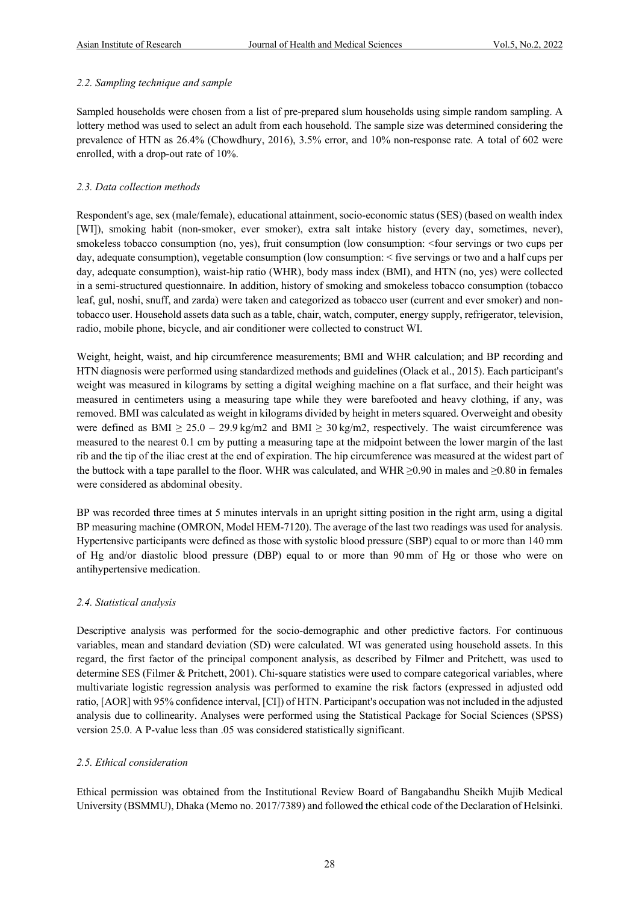*2.2. Sampling technique and sample*

Sampled households were chosen from a list of pre-prepared slum households using simple random sampling. A lottery method was used to select an adult from each household. The sample size was determined considering the prevalence of HTN as 26.4% (Chowdhury, 2016), 3.5% error, and 10% non-response rate. A total of 602 were enrolled, with a drop-out rate of 10%.

*2.3. Data collection methods*

Respondent's age, sex (male/female), educational attainment, socio-economic status (SES) (based on wealth index [WI]), smoking habit (non-smoker, ever smoker), extra salt intake history (every day, sometimes, never), smokeless tobacco consumption (no, yes), fruit consumption (low consumption: <four servings or two cups per day, adequate consumption), vegetable consumption (low consumption: < five servings or two and a half cups per day, adequate consumption), waist-hip ratio (WHR), body mass index (BMI), and HTN (no, yes) were collected in a semi-structured questionnaire. In addition, history of smoking and smokeless tobacco consumption (tobacco leaf, gul, noshi, snuff, and zarda) were taken and categorized as tobacco user (current and ever smoker) and non-tobacco user. Household assets data such as a table, chair, watch, computer, energy supply, refrigerator, television, radio, mobile phone, bicycle, and air conditioner were collected to construct WI.

Weight, height, waist, and hip circumference measurements; BMI and WHR calculation; and BP recording and HTN diagnosis were performed using standardized methods and guidelines (Olack et al., 2015). Each participant's weight was measured in kilograms by setting a digital weighing machine on a flat surface, and their height was measured in centimeters using a measuring tape while they were barefooted and heavy clothing, if any, was removed. BMI was calculated as weight in kilograms divided by height in meters squared. Overweight and obesity were defined as BMI $\geq 25.0 - 29.9$ kg/m2 and BMI $\geq 30$ kg/m2, respectively. The waist circumference was measured to the nearest 0.1 cm by putting a measuring tape at the midpoint between the lower margin of the last rib and the tip of the iliac crest at the end of expiration. The hip circumference was measured at the widest part of the buttock with a tape parallel to the floor. WHR was calculated, and WHR $\geq$0.90 in males and $\geq$0.80 in females were considered as abdominal obesity.

BP was recorded three times at 5 minutes intervals in an upright sitting position in the right arm, using a digital BP measuring machine (OMRON, Model HEM-7120). The average of the last two readings was used for analysis. Hypertensive participants were defined as those with systolic blood pressure (SBP) equal to or more than 140 mm of Hg and/or diastolic blood pressure (DBP) equal to or more than 90 mm of Hg or those who were on antihypertensive medication.

*2.4. Statistical analysis*

Descriptive analysis was performed for the socio-demographic and other predictive factors. For continuous variables, mean and standard deviation (SD) were calculated. WI was generated using household assets. In this regard, the first factor of the principal component analysis, as described by Filmer and Pritchett, was used to determine SES (Filmer & Pritchett, 2001). Chi-square statistics were used to compare categorical variables, where multivariate logistic regression analysis was performed to examine the risk factors (expressed in adjusted odd ratio, [AOR] with 95% confidence interval, [CI]) of HTN. Participant's occupation was not included in the adjusted analysis due to collinearity. Analyses were performed using the Statistical Package for Social Sciences (SPSS) version 25.0. A P-value less than .05 was considered statistically significant.

*2.5. Ethical consideration*

Ethical permission was obtained from the Institutional Review Board of Bangabandhu Sheikh Mujib Medical University (BSMMU), Dhaka (Memo no. 2017/7389) and followed the ethical code of the Declaration of Helsinki.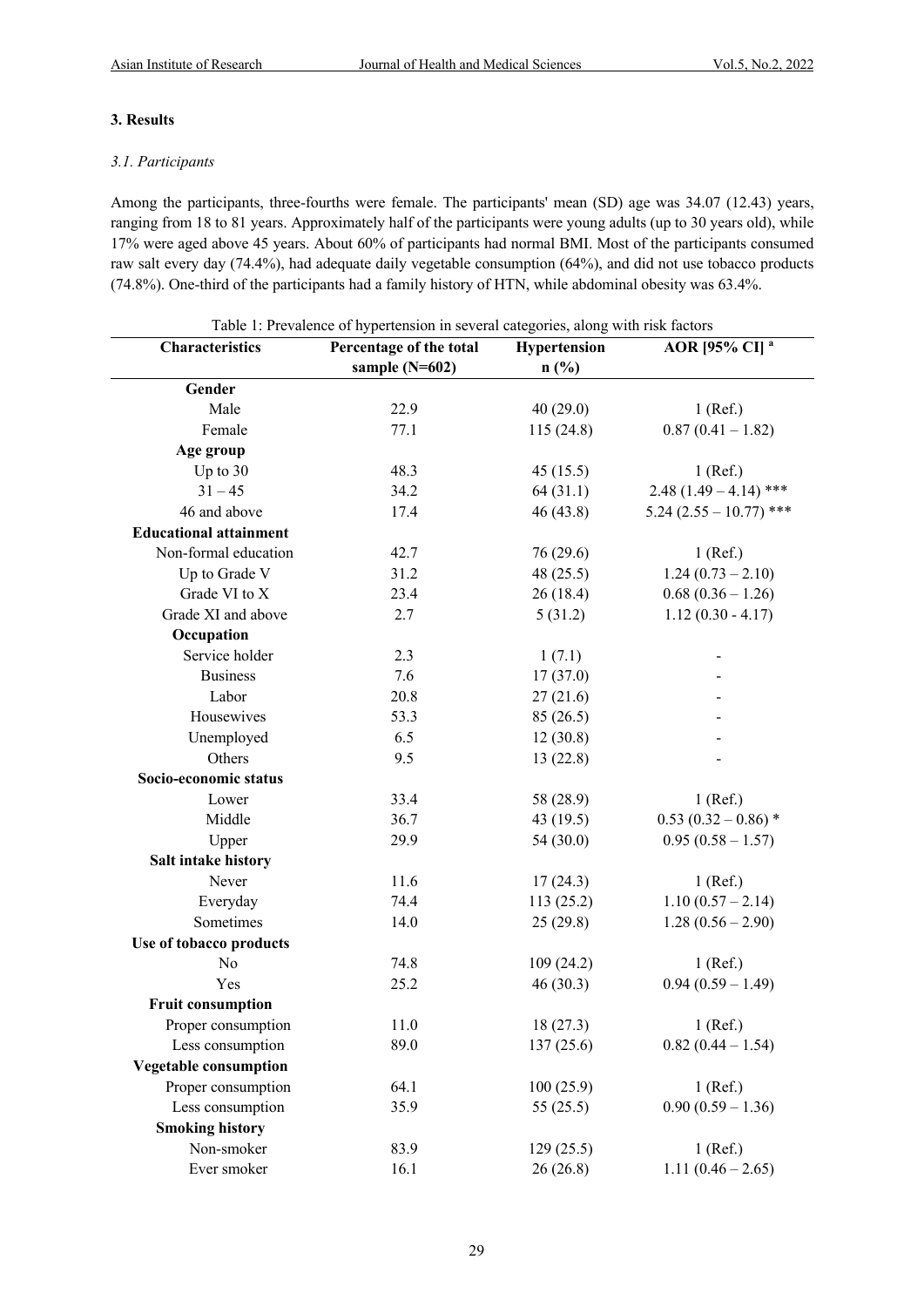## 3. Results

### *3.1. Participants*

Among the participants, three-fourths were female. The participants' mean (SD) age was 34.07 (12.43) years, ranging from 18 to 81 years. Approximately half of the participants were young adults (up to 30 years old), while 17% were aged above 45 years. About 60% of participants had normal BMI. Most of the participants consumed raw salt every day (74.4%), had adequate daily vegetable consumption (64%), and did not use tobacco products (74.8%). One-third of the participants had a family history of HTN, while abdominal obesity was 63.4%.

Table 1: Prevalence of hypertension in several categories, along with risk factors

| Characteristics | Percentage of the total sample (N=602) | Hypertension n (%) | AOR [95% CI] [a] |
|---|---|---|---|
| **Gender** | | | |
| Male | 22.9 | 40 (29.0) | 1 (Ref.) |
| Female | 77.1 | 115 (24.8) | 0.87 (0.41 – 1.82) |
| **Age group** | | | |
| Up to 30 | 48.3 | 45 (15.5) | 1 (Ref.) |
| 31 – 45 | 34.2 | 64 (31.1) | 2.48 (1.49 – 4.14) *** |
| 46 and above | 17.4 | 46 (43.8) | 5.24 (2.55 – 10.77) *** |
| **Educational attainment** | | | |
| Non-formal education | 42.7 | 76 (29.6) | 1 (Ref.) |
| Up to Grade V | 31.2 | 48 (25.5) | 1.24 (0.73 – 2.10) |
| Grade VI to X | 23.4 | 26 (18.4) | 0.68 (0.36 – 1.26) |
| Grade XI and above | 2.7 | 5 (31.2) | 1.12 (0.30 - 4.17) |
| **Occupation** | | | |
| Service holder | 2.3 | 1 (7.1) | - |
| Business | 7.6 | 17 (37.0) | - |
| Labor | 20.8 | 27 (21.6) | - |
| Housewives | 53.3 | 85 (26.5) | - |
| Unemployed | 6.5 | 12 (30.8) | - |
| Others | 9.5 | 13 (22.8) | - |
| **Socio-economic status** | | | |
| Lower | 33.4 | 58 (28.9) | 1 (Ref.) |
| Middle | 36.7 | 43 (19.5) | 0.53 (0.32 – 0.86) * |
| Upper | 29.9 | 54 (30.0) | 0.95 (0.58 – 1.57) |
| **Salt intake history** | | | |
| Never | 11.6 | 17 (24.3) | 1 (Ref.) |
| Everyday | 74.4 | 113 (25.2) | 1.10 (0.57 – 2.14) |
| Sometimes | 14.0 | 25 (29.8) | 1.28 (0.56 – 2.90) |
| **Use of tobacco products** | | | |
| No | 74.8 | 109 (24.2) | 1 (Ref.) |
| Yes | 25.2 | 46 (30.3) | 0.94 (0.59 – 1.49) |
| **Fruit consumption** | | | |
| Proper consumption | 11.0 | 18 (27.3) | 1 (Ref.) |
| Less consumption | 89.0 | 137 (25.6) | 0.82 (0.44 – 1.54) |
| **Vegetable consumption** | | | |
| Proper consumption | 64.1 | 100 (25.9) | 1 (Ref.) |
| Less consumption | 35.9 | 55 (25.5) | 0.90 (0.59 – 1.36) |
| **Smoking history** | | | |
| Non-smoker | 83.9 | 129 (25.5) | 1 (Ref.) |
| Ever smoker | 16.1 | 26 (26.8) | 1.11 (0.46 – 2.65) |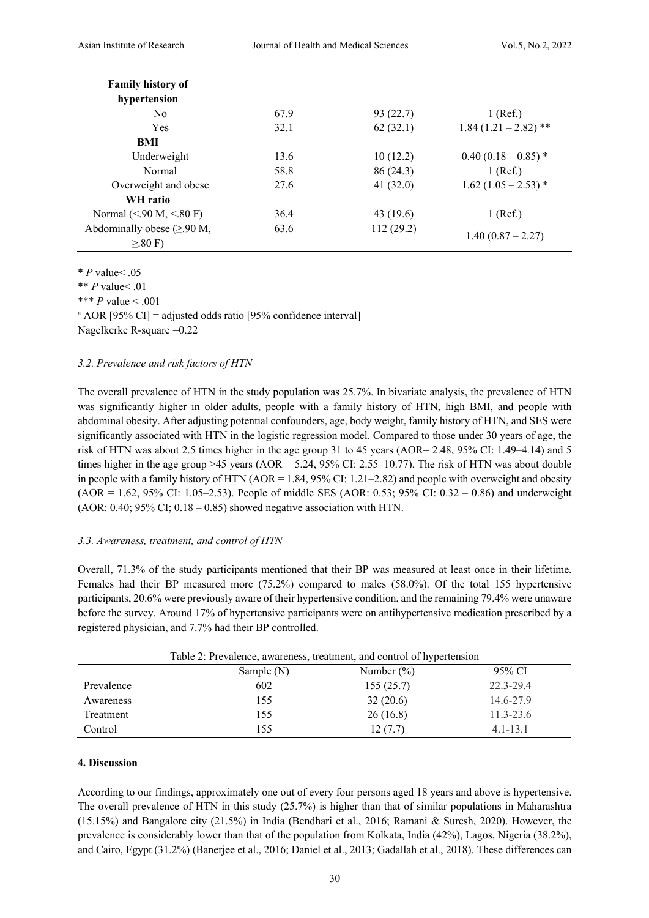| | | | |
|---|---|---|---|
| **Family history of hypertension** | | | |
| No | 67.9 | 93 (22.7) | 1 (Ref.) |
| Yes | 32.1 | 62 (32.1) | 1.84 (1.21 – 2.82) ** |
| **BMI** | | | |
| Underweight | 13.6 | 10 (12.2) | 0.40 (0.18 – 0.85) * |
| Normal | 58.8 | 86 (24.3) | 1 (Ref.) |
| Overweight and obese | 27.6 | 41 (32.0) | 1.62 (1.05 – 2.53) * |
| **WH ratio** | | | |
| Normal (<.90 M, <.80 F) | 36.4 | 43 (19.6) | 1 (Ref.) |
| Abdominally obese (≥.90 M, ≥.80 F) | 63.6 | 112 (29.2) | 1.40 (0.87 – 2.27) |

\* *P* value< .05
\*\* *P* value< .01
\*\*\* *P* value < .001
[a] AOR [95% CI] = adjusted odds ratio [95% confidence interval]
Nagelkerke R-square =0.22

### *3.2. Prevalence and risk factors of HTN*

The overall prevalence of HTN in the study population was 25.7%. In bivariate analysis, the prevalence of HTN was significantly higher in older adults, people with a family history of HTN, high BMI, and people with abdominal obesity. After adjusting potential confounders, age, body weight, family history of HTN, and SES were significantly associated with HTN in the logistic regression model. Compared to those under 30 years of age, the risk of HTN was about 2.5 times higher in the age group 31 to 45 years (AOR= 2.48, 95% CI: 1.49–4.14) and 5 times higher in the age group >45 years (AOR = 5.24, 95% CI: 2.55–10.77). The risk of HTN was about double in people with a family history of HTN (AOR = 1.84, 95% CI: 1.21–2.82) and people with overweight and obesity (AOR = 1.62, 95% CI: 1.05–2.53). People of middle SES (AOR: 0.53; 95% CI: 0.32 – 0.86) and underweight (AOR: 0.40; 95% CI; 0.18 – 0.85) showed negative association with HTN.

### *3.3. Awareness, treatment, and control of HTN*

Overall, 71.3% of the study participants mentioned that their BP was measured at least once in their lifetime. Females had their BP measured more (75.2%) compared to males (58.0%). Of the total 155 hypertensive participants, 20.6% were previously aware of their hypertensive condition, and the remaining 79.4% were unaware before the survey. Around 17% of hypertensive participants were on antihypertensive medication prescribed by a registered physician, and 7.7% had their BP controlled.

Table 2: Prevalence, awareness, treatment, and control of hypertension

| | Sample (N) | Number (%) | 95% CI |
|---|---|---|---|
| Prevalence | 602 | 155 (25.7) | 22.3-29.4 |
| Awareness | 155 | 32 (20.6) | 14.6-27.9 |
| Treatment | 155 | 26 (16.8) | 11.3-23.6 |
| Control | 155 | 12 (7.7) | 4.1-13.1 |

## 4. Discussion

According to our findings, approximately one out of every four persons aged 18 years and above is hypertensive. The overall prevalence of HTN in this study (25.7%) is higher than that of similar populations in Maharashtra (15.15%) and Bangalore city (21.5%) in India (Bendhari et al., 2016; Ramani & Suresh, 2020). However, the prevalence is considerably lower than that of the population from Kolkata, India (42%), Lagos, Nigeria (38.2%), and Cairo, Egypt (31.2%) (Banerjee et al., 2016; Daniel et al., 2013; Gadallah et al., 2018). These differences can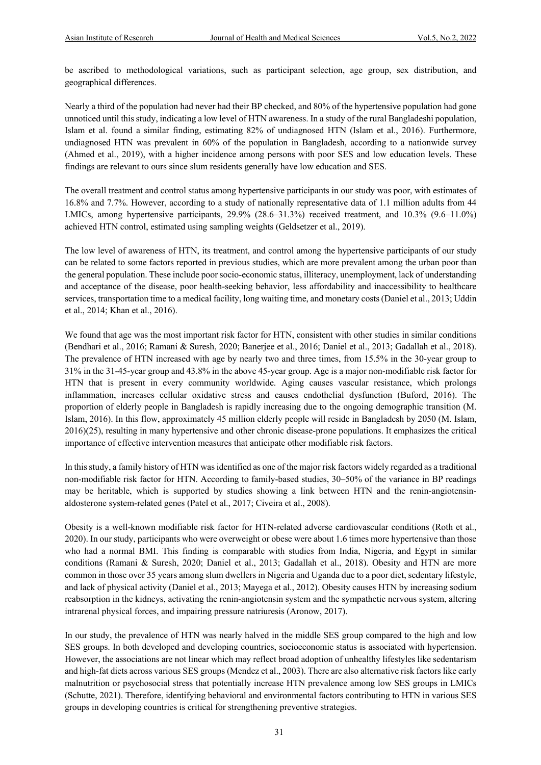be ascribed to methodological variations, such as participant selection, age group, sex distribution, and geographical differences.

Nearly a third of the population had never had their BP checked, and 80% of the hypertensive population had gone unnoticed until this study, indicating a low level of HTN awareness. In a study of the rural Bangladeshi population, Islam et al. found a similar finding, estimating 82% of undiagnosed HTN (Islam et al., 2016). Furthermore, undiagnosed HTN was prevalent in 60% of the population in Bangladesh, according to a nationwide survey (Ahmed et al., 2019), with a higher incidence among persons with poor SES and low education levels. These findings are relevant to ours since slum residents generally have low education and SES.

The overall treatment and control status among hypertensive participants in our study was poor, with estimates of 16.8% and 7.7%. However, according to a study of nationally representative data of 1.1 million adults from 44 LMICs, among hypertensive participants, 29.9% (28.6–31.3%) received treatment, and 10.3% (9.6–11.0%) achieved HTN control, estimated using sampling weights (Geldsetzer et al., 2019).

The low level of awareness of HTN, its treatment, and control among the hypertensive participants of our study can be related to some factors reported in previous studies, which are more prevalent among the urban poor than the general population. These include poor socio-economic status, illiteracy, unemployment, lack of understanding and acceptance of the disease, poor health-seeking behavior, less affordability and inaccessibility to healthcare services, transportation time to a medical facility, long waiting time, and monetary costs (Daniel et al., 2013; Uddin et al., 2014; Khan et al., 2016).

We found that age was the most important risk factor for HTN, consistent with other studies in similar conditions (Bendhari et al., 2016; Ramani & Suresh, 2020; Banerjee et al., 2016; Daniel et al., 2013; Gadallah et al., 2018). The prevalence of HTN increased with age by nearly two and three times, from 15.5% in the 30-year group to 31% in the 31-45-year group and 43.8% in the above 45-year group. Age is a major non-modifiable risk factor for HTN that is present in every community worldwide. Aging causes vascular resistance, which prolongs inflammation, increases cellular oxidative stress and causes endothelial dysfunction (Buford, 2016). The proportion of elderly people in Bangladesh is rapidly increasing due to the ongoing demographic transition (M. Islam, 2016). In this flow, approximately 45 million elderly people will reside in Bangladesh by 2050 (M. Islam, 2016)(25), resulting in many hypertensive and other chronic disease-prone populations. It emphasizes the critical importance of effective intervention measures that anticipate other modifiable risk factors.

In this study, a family history of HTN was identified as one of the major risk factors widely regarded as a traditional non-modifiable risk factor for HTN. According to family-based studies, 30–50% of the variance in BP readings may be heritable, which is supported by studies showing a link between HTN and the renin-angiotensin-aldosterone system-related genes (Patel et al., 2017; Civeira et al., 2008).

Obesity is a well-known modifiable risk factor for HTN-related adverse cardiovascular conditions (Roth et al., 2020). In our study, participants who were overweight or obese were about 1.6 times more hypertensive than those who had a normal BMI. This finding is comparable with studies from India, Nigeria, and Egypt in similar conditions (Ramani & Suresh, 2020; Daniel et al., 2013; Gadallah et al., 2018). Obesity and HTN are more common in those over 35 years among slum dwellers in Nigeria and Uganda due to a poor diet, sedentary lifestyle, and lack of physical activity (Daniel et al., 2013; Mayega et al., 2012). Obesity causes HTN by increasing sodium reabsorption in the kidneys, activating the renin-angiotensin system and the sympathetic nervous system, altering intrarenal physical forces, and impairing pressure natriuresis (Aronow, 2017).

In our study, the prevalence of HTN was nearly halved in the middle SES group compared to the high and low SES groups. In both developed and developing countries, socioeconomic status is associated with hypertension. However, the associations are not linear which may reflect broad adoption of unhealthy lifestyles like sedentarism and high-fat diets across various SES groups (Mendez et al., 2003). There are also alternative risk factors like early malnutrition or psychosocial stress that potentially increase HTN prevalence among low SES groups in LMICs (Schutte, 2021). Therefore, identifying behavioral and environmental factors contributing to HTN in various SES groups in developing countries is critical for strengthening preventive strategies.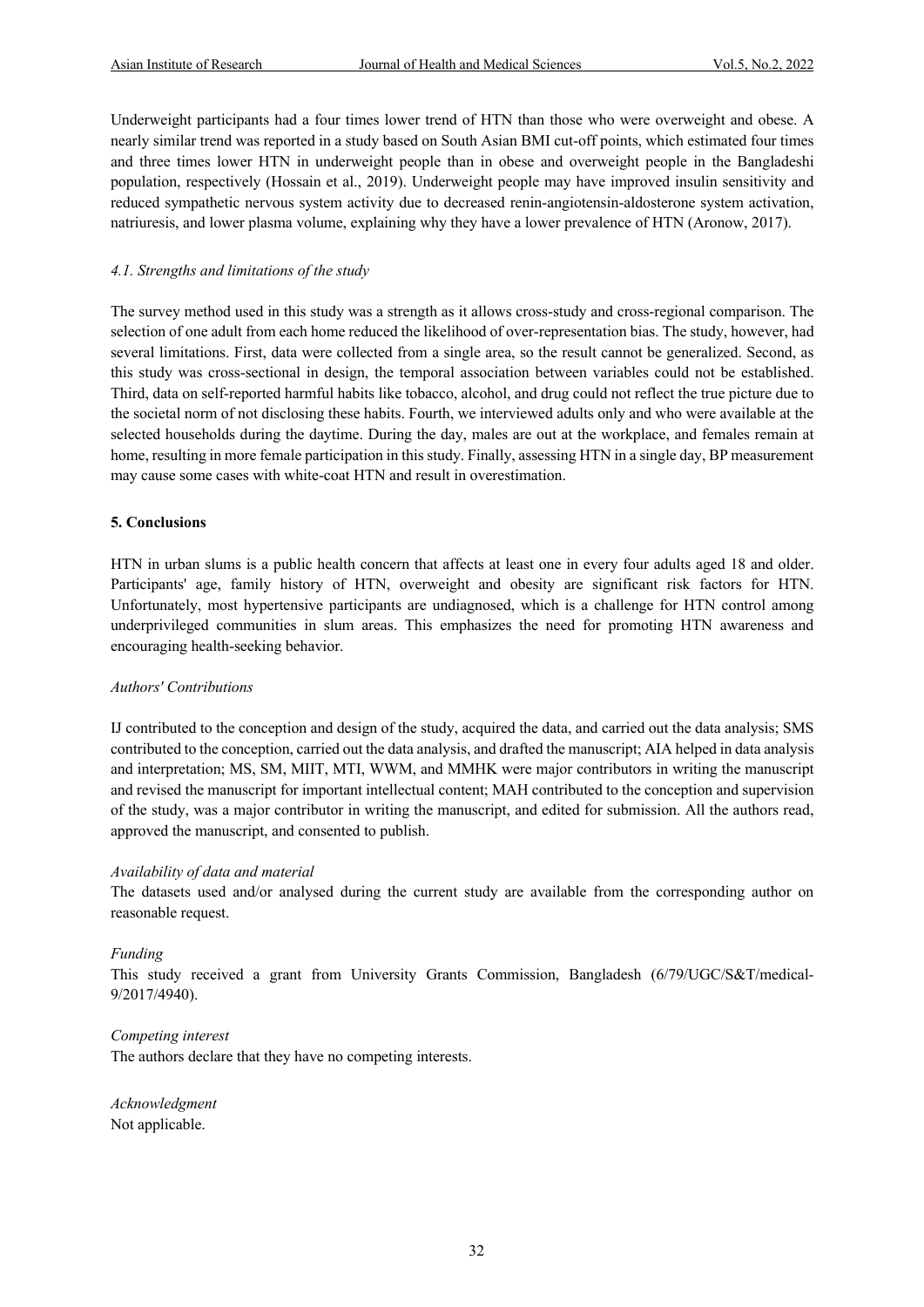Underweight participants had a four times lower trend of HTN than those who were overweight and obese. A nearly similar trend was reported in a study based on South Asian BMI cut-off points, which estimated four times and three times lower HTN in underweight people than in obese and overweight people in the Bangladeshi population, respectively (Hossain et al., 2019). Underweight people may have improved insulin sensitivity and reduced sympathetic nervous system activity due to decreased renin-angiotensin-aldosterone system activation, natriuresis, and lower plasma volume, explaining why they have a lower prevalence of HTN (Aronow, 2017).

### *4.1. Strengths and limitations of the study*

The survey method used in this study was a strength as it allows cross-study and cross-regional comparison. The selection of one adult from each home reduced the likelihood of over-representation bias. The study, however, had several limitations. First, data were collected from a single area, so the result cannot be generalized. Second, as this study was cross-sectional in design, the temporal association between variables could not be established. Third, data on self-reported harmful habits like tobacco, alcohol, and drug could not reflect the true picture due to the societal norm of not disclosing these habits. Fourth, we interviewed adults only and who were available at the selected households during the daytime. During the day, males are out at the workplace, and females remain at home, resulting in more female participation in this study. Finally, assessing HTN in a single day, BP measurement may cause some cases with white-coat HTN and result in overestimation.

## 5. Conclusions

HTN in urban slums is a public health concern that affects at least one in every four adults aged 18 and older. Participants' age, family history of HTN, overweight and obesity are significant risk factors for HTN. Unfortunately, most hypertensive participants are undiagnosed, which is a challenge for HTN control among underprivileged communities in slum areas. This emphasizes the need for promoting HTN awareness and encouraging health-seeking behavior.

### *Authors' Contributions*

IJ contributed to the conception and design of the study, acquired the data, and carried out the data analysis; SMS contributed to the conception, carried out the data analysis, and drafted the manuscript; AIA helped in data analysis and interpretation; MS, SM, MIIT, MTI, WWM, and MMHK were major contributors in writing the manuscript and revised the manuscript for important intellectual content; MAH contributed to the conception and supervision of the study, was a major contributor in writing the manuscript, and edited for submission. All the authors read, approved the manuscript, and consented to publish.

### *Availability of data and material*

The datasets used and/or analysed during the current study are available from the corresponding author on reasonable request.

### *Funding*

This study received a grant from University Grants Commission, Bangladesh (6/79/UGC/S&T/medical-9/2017/4940).

### *Competing interest*

The authors declare that they have no competing interests.

### *Acknowledgment*

Not applicable.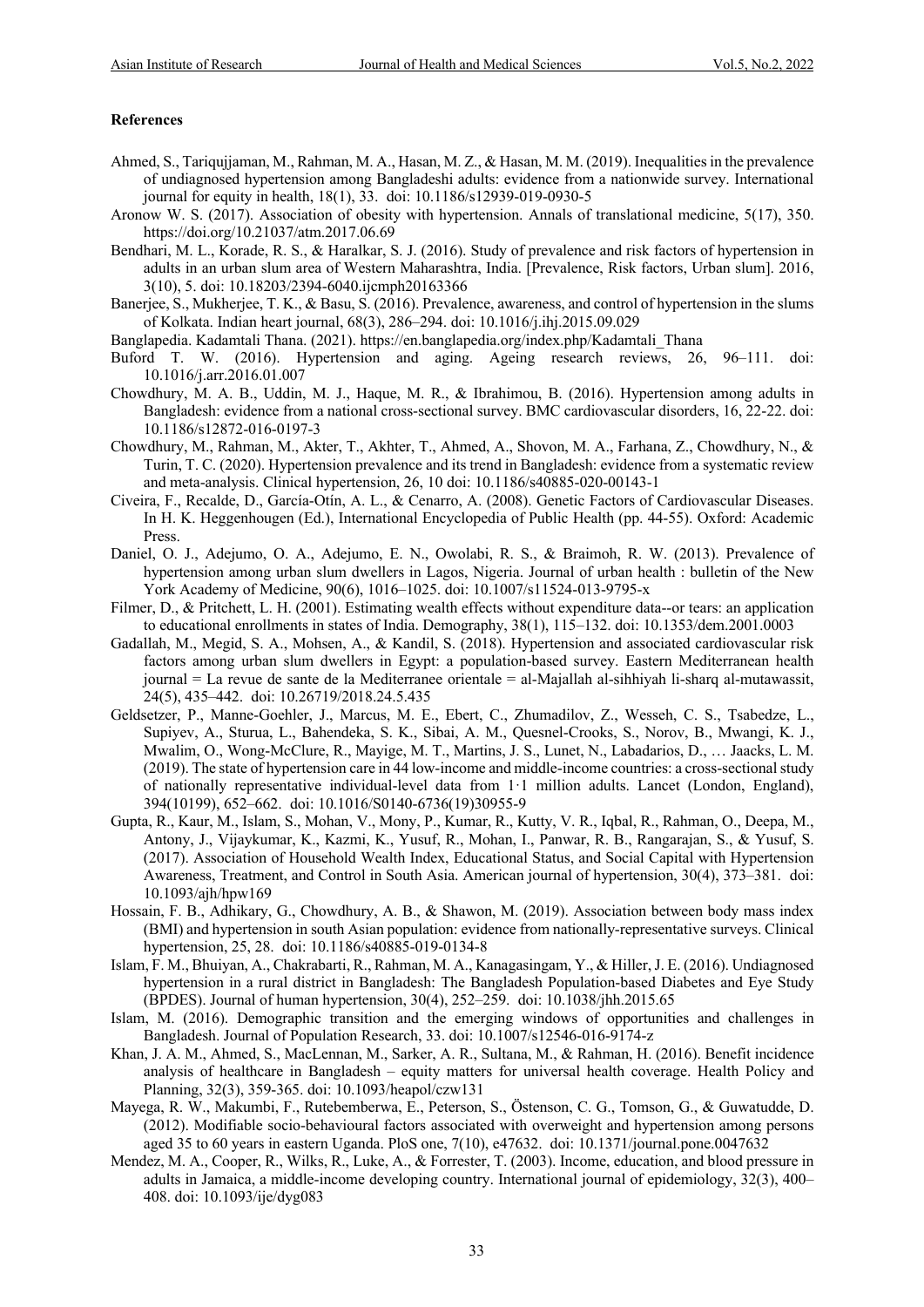**References**

Ahmed, S., Tariqujjaman, M., Rahman, M. A., Hasan, M. Z., & Hasan, M. M. (2019). Inequalities in the prevalence of undiagnosed hypertension among Bangladeshi adults: evidence from a nationwide survey. International journal for equity in health, 18(1), 33. doi: 10.1186/s12939-019-0930-5

Aronow W. S. (2017). Association of obesity with hypertension. Annals of translational medicine, 5(17), 350. https://doi.org/10.21037/atm.2017.06.69

Bendhari, M. L., Korade, R. S., & Haralkar, S. J. (2016). Study of prevalence and risk factors of hypertension in adults in an urban slum area of Western Maharashtra, India. [Prevalence, Risk factors, Urban slum]. 2016, 3(10), 5. doi: 10.18203/2394-6040.ijcmph20163366

Banerjee, S., Mukherjee, T. K., & Basu, S. (2016). Prevalence, awareness, and control of hypertension in the slums of Kolkata. Indian heart journal, 68(3), 286–294. doi: 10.1016/j.ihj.2015.09.029

Banglapedia. Kadamtali Thana. (2021). https://en.banglapedia.org/index.php/Kadamtali_Thana

Buford T. W. (2016). Hypertension and aging. Ageing research reviews, 26, 96–111. doi: 10.1016/j.arr.2016.01.007

Chowdhury, M. A. B., Uddin, M. J., Haque, M. R., & Ibrahimou, B. (2016). Hypertension among adults in Bangladesh: evidence from a national cross-sectional survey. BMC cardiovascular disorders, 16, 22-22. doi: 10.1186/s12872-016-0197-3

Chowdhury, M., Rahman, M., Akter, T., Akhter, T., Ahmed, A., Shovon, M. A., Farhana, Z., Chowdhury, N., & Turin, T. C. (2020). Hypertension prevalence and its trend in Bangladesh: evidence from a systematic review and meta-analysis. Clinical hypertension, 26, 10 doi: 10.1186/s40885-020-00143-1

Civeira, F., Recalde, D., García-Otín, A. L., & Cenarro, A. (2008). Genetic Factors of Cardiovascular Diseases. In H. K. Heggenhougen (Ed.), International Encyclopedia of Public Health (pp. 44-55). Oxford: Academic Press.

Daniel, O. J., Adejumo, O. A., Adejumo, E. N., Owolabi, R. S., & Braimoh, R. W. (2013). Prevalence of hypertension among urban slum dwellers in Lagos, Nigeria. Journal of urban health : bulletin of the New York Academy of Medicine, 90(6), 1016–1025. doi: 10.1007/s11524-013-9795-x

Filmer, D., & Pritchett, L. H. (2001). Estimating wealth effects without expenditure data--or tears: an application to educational enrollments in states of India. Demography, 38(1), 115–132. doi: 10.1353/dem.2001.0003

Gadallah, M., Megid, S. A., Mohsen, A., & Kandil, S. (2018). Hypertension and associated cardiovascular risk factors among urban slum dwellers in Egypt: a population-based survey. Eastern Mediterranean health journal = La revue de sante de la Mediterranee orientale = al-Majallah al-sihhiyah li-sharq al-mutawassit, 24(5), 435–442. doi: 10.26719/2018.24.5.435

Geldsetzer, P., Manne-Goehler, J., Marcus, M. E., Ebert, C., Zhumadilov, Z., Wesseh, C. S., Tsabedze, L., Supiyev, A., Sturua, L., Bahendeka, S. K., Sibai, A. M., Quesnel-Crooks, S., Norov, B., Mwangi, K. J., Mwalim, O., Wong-McClure, R., Mayige, M. T., Martins, J. S., Lunet, N., Labadarios, D., … Jaacks, L. M. (2019). The state of hypertension care in 44 low-income and middle-income countries: a cross-sectional study of nationally representative individual-level data from 1·1 million adults. Lancet (London, England), 394(10199), 652–662. doi: 10.1016/S0140-6736(19)30955-9

Gupta, R., Kaur, M., Islam, S., Mohan, V., Mony, P., Kumar, R., Kutty, V. R., Iqbal, R., Rahman, O., Deepa, M., Antony, J., Vijaykumar, K., Kazmi, K., Yusuf, R., Mohan, I., Panwar, R. B., Rangarajan, S., & Yusuf, S. (2017). Association of Household Wealth Index, Educational Status, and Social Capital with Hypertension Awareness, Treatment, and Control in South Asia. American journal of hypertension, 30(4), 373–381. doi: 10.1093/ajh/hpw169

Hossain, F. B., Adhikary, G., Chowdhury, A. B., & Shawon, M. (2019). Association between body mass index (BMI) and hypertension in south Asian population: evidence from nationally-representative surveys. Clinical hypertension, 25, 28. doi: 10.1186/s40885-019-0134-8

Islam, F. M., Bhuiyan, A., Chakrabarti, R., Rahman, M. A., Kanagasingam, Y., & Hiller, J. E. (2016). Undiagnosed hypertension in a rural district in Bangladesh: The Bangladesh Population-based Diabetes and Eye Study (BPDES). Journal of human hypertension, 30(4), 252–259. doi: 10.1038/jhh.2015.65

Islam, M. (2016). Demographic transition and the emerging windows of opportunities and challenges in Bangladesh. Journal of Population Research, 33. doi: 10.1007/s12546-016-9174-z

Khan, J. A. M., Ahmed, S., MacLennan, M., Sarker, A. R., Sultana, M., & Rahman, H. (2016). Benefit incidence analysis of healthcare in Bangladesh – equity matters for universal health coverage. Health Policy and Planning, 32(3), 359-365. doi: 10.1093/heapol/czw131

Mayega, R. W., Makumbi, F., Rutebemberwa, E., Peterson, S., Östenson, C. G., Tomson, G., & Guwatudde, D. (2012). Modifiable socio-behavioural factors associated with overweight and hypertension among persons aged 35 to 60 years in eastern Uganda. PloS one, 7(10), e47632. doi: 10.1371/journal.pone.0047632

Mendez, M. A., Cooper, R., Wilks, R., Luke, A., & Forrester, T. (2003). Income, education, and blood pressure in adults in Jamaica, a middle-income developing country. International journal of epidemiology, 32(3), 400–408. doi: 10.1093/ije/dyg083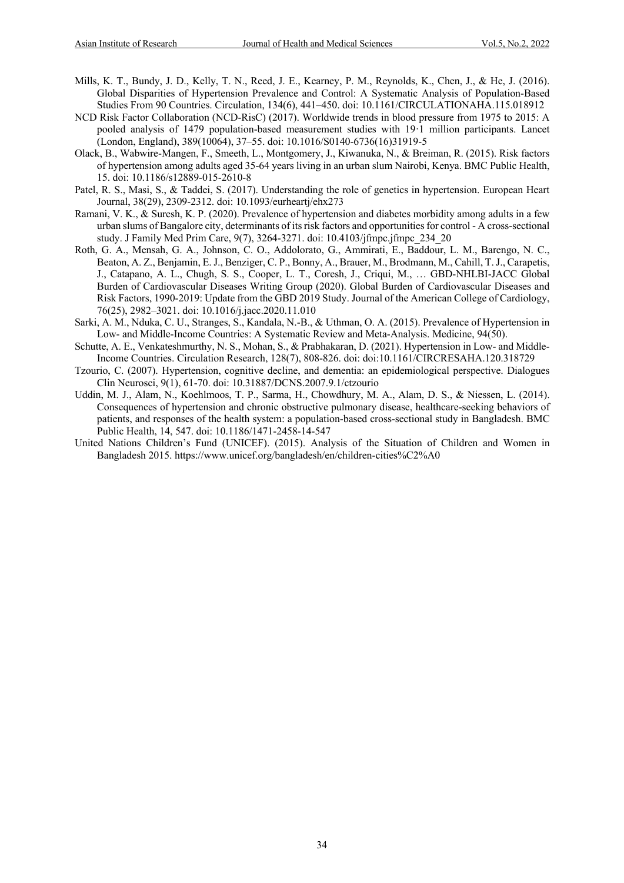Mills, K. T., Bundy, J. D., Kelly, T. N., Reed, J. E., Kearney, P. M., Reynolds, K., Chen, J., & He, J. (2016). Global Disparities of Hypertension Prevalence and Control: A Systematic Analysis of Population-Based Studies From 90 Countries. Circulation, 134(6), 441–450. doi: 10.1161/CIRCULATIONAHA.115.018912

NCD Risk Factor Collaboration (NCD-RisC) (2017). Worldwide trends in blood pressure from 1975 to 2015: A pooled analysis of 1479 population-based measurement studies with 19·1 million participants. Lancet (London, England), 389(10064), 37–55. doi: 10.1016/S0140-6736(16)31919-5

Olack, B., Wabwire-Mangen, F., Smeeth, L., Montgomery, J., Kiwanuka, N., & Breiman, R. (2015). Risk factors of hypertension among adults aged 35-64 years living in an urban slum Nairobi, Kenya. BMC Public Health, 15. doi: 10.1186/s12889-015-2610-8

Patel, R. S., Masi, S., & Taddei, S. (2017). Understanding the role of genetics in hypertension. European Heart Journal, 38(29), 2309-2312. doi: 10.1093/eurheartj/ehx273

Ramani, V. K., & Suresh, K. P. (2020). Prevalence of hypertension and diabetes morbidity among adults in a few urban slums of Bangalore city, determinants of its risk factors and opportunities for control - A cross-sectional study. J Family Med Prim Care, 9(7), 3264-3271. doi: 10.4103/jfmpc.jfmpc_234_20

Roth, G. A., Mensah, G. A., Johnson, C. O., Addolorato, G., Ammirati, E., Baddour, L. M., Barengo, N. C., Beaton, A. Z., Benjamin, E. J., Benziger, C. P., Bonny, A., Brauer, M., Brodmann, M., Cahill, T. J., Carapetis, J., Catapano, A. L., Chugh, S. S., Cooper, L. T., Coresh, J., Criqui, M., … GBD-NHLBI-JACC Global Burden of Cardiovascular Diseases Writing Group (2020). Global Burden of Cardiovascular Diseases and Risk Factors, 1990-2019: Update from the GBD 2019 Study. Journal of the American College of Cardiology, 76(25), 2982–3021. doi: 10.1016/j.jacc.2020.11.010

Sarki, A. M., Nduka, C. U., Stranges, S., Kandala, N.-B., & Uthman, O. A. (2015). Prevalence of Hypertension in Low- and Middle-Income Countries: A Systematic Review and Meta-Analysis. Medicine, 94(50).

Schutte, A. E., Venkateshmurthy, N. S., Mohan, S., & Prabhakaran, D. (2021). Hypertension in Low- and Middle-Income Countries. Circulation Research, 128(7), 808-826. doi: doi:10.1161/CIRCRESAHA.120.318729

Tzourio, C. (2007). Hypertension, cognitive decline, and dementia: an epidemiological perspective. Dialogues Clin Neurosci, 9(1), 61-70. doi: 10.31887/DCNS.2007.9.1/ctzourio

Uddin, M. J., Alam, N., Koehlmoos, T. P., Sarma, H., Chowdhury, M. A., Alam, D. S., & Niessen, L. (2014). Consequences of hypertension and chronic obstructive pulmonary disease, healthcare-seeking behaviors of patients, and responses of the health system: a population-based cross-sectional study in Bangladesh. BMC Public Health, 14, 547. doi: 10.1186/1471-2458-14-547

United Nations Children's Fund (UNICEF). (2015). Analysis of the Situation of Children and Women in Bangladesh 2015. https://www.unicef.org/bangladesh/en/children-cities%C2%A0